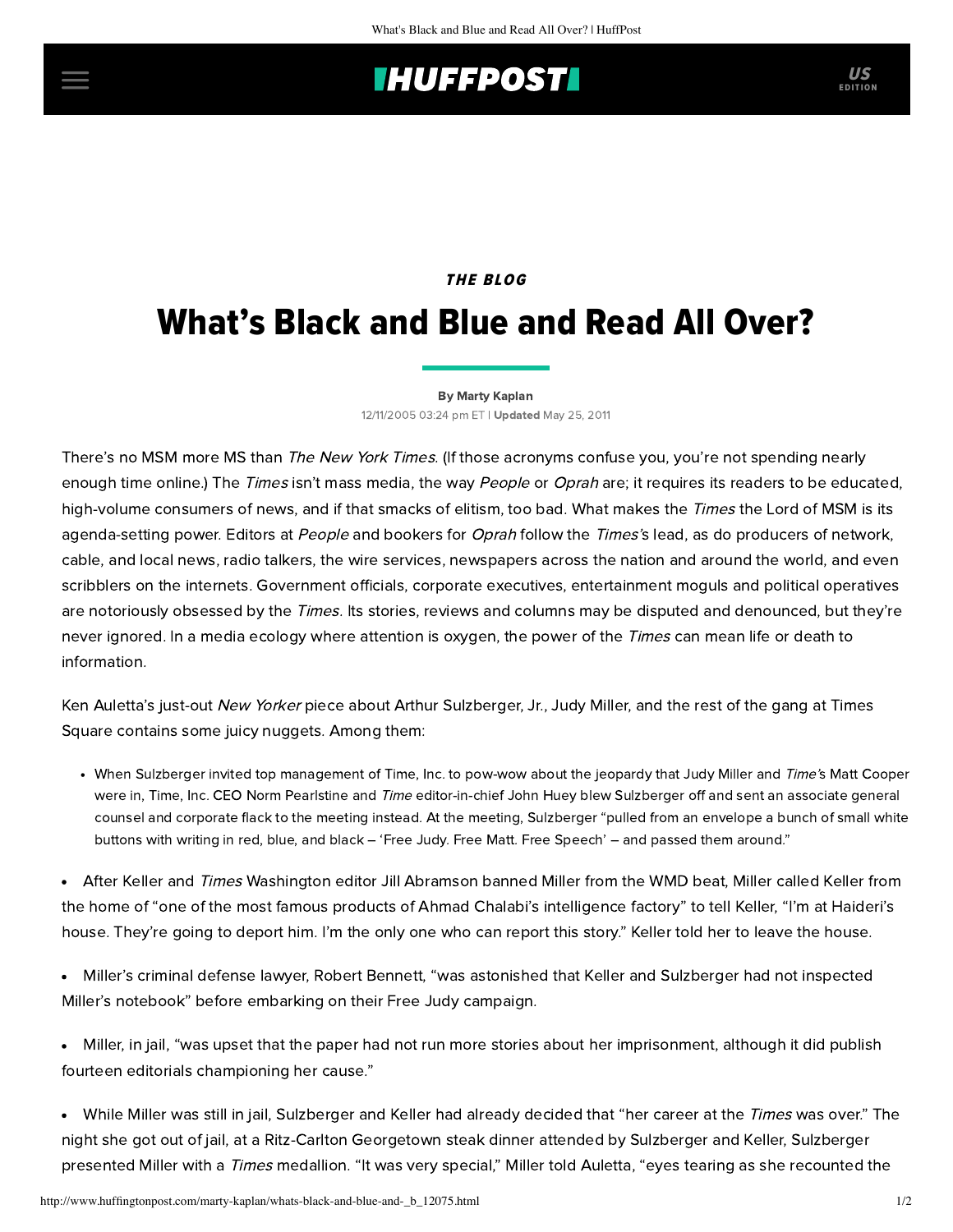**THE BLOG**

# What's Black and Blue and Read All Over?

By Marty Kaplan

12/11/2005 03:24 pm ET | **Updated** May 25, 2011

There's no MSM more MS than *The New York Times*. (If those acronyms confuse you, you're not spending nearly enough time online.) The *Times* isn't mass media, the way *People* or *Oprah* are; it requires its readers to be educated, high-volume consumers of news, and if that smacks of elitism, too bad. What makes the *Times* the Lord of MSM is its agenda-setting power. Editors at *People* and bookers for *Oprah* follow the *Times's* lead, as do producers of network, cable, and local news, radio talkers, the wire services, newspapers across the nation and around the world, and even scribblers on the internets. Government officials, corporate executives, entertainment moguls and political operatives are notoriously obsessed by the *Times*. Its stories, reviews and columns may be disputed and denounced, but they're never ignored. In a media ecology where attention is oxygen, the power of the *Times* can mean life or death to information.

Ken Auletta's just-out *New Yorker* piece about Arthur Sulzberger, Jr., Judy Miller, and the rest of the gang at Times Square contains some juicy nuggets. Among them:

- When Sulzberger invited top management of Time, Inc. to pow-wow about the jeopardy that Judy Miller and *Time's* Matt Cooper were in, Time, Inc. CEO Norm Pearlstine and *Time* editor-in-chief John Huey blew Sulzberger off and sent an associate general counsel and corporate flack to the meeting instead. At the meeting, Sulzberger "pulled from an envelope a bunch of small white buttons with writing in red, blue, and black – 'Free Judy. Free Matt. Free Speech' – and passed them around."

- After Keller and *Times* Washington editor Jill Abramson banned Miller from the WMD beat, Miller called Keller from the home of "one of the most famous products of Ahmad Chalabi's intelligence factory" to tell Keller, "I'm at Haideri's house. They're going to deport him. I'm the only one who can report this story." Keller told her to leave the house.

- Miller's criminal defense lawyer, Robert Bennett, "was astonished that Keller and Sulzberger had not inspected Miller's notebook" before embarking on their Free Judy campaign.

- Miller, in jail, "was upset that the paper had not run more stories about her imprisonment, although it did publish fourteen editorials championing her cause."

- While Miller was still in jail, Sulzberger and Keller had already decided that "her career at the *Times* was over." The night she got out of jail, at a Ritz-Carlton Georgetown steak dinner attended by Sulzberger and Keller, Sulzberger presented Miller with a *Times* medallion. "It was very special," Miller told Auletta, "eyes tearing as she recounted the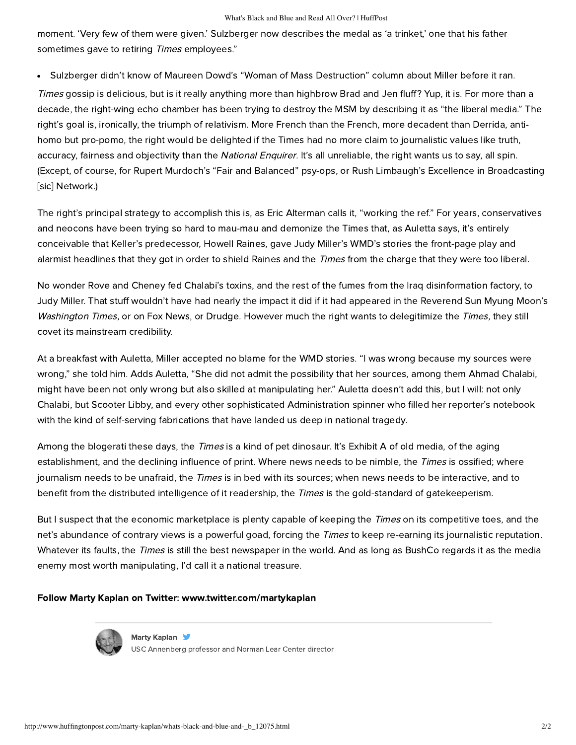moment. 'Very few of them were given.' Sulzberger now describes the medal as 'a trinket,' one that his father sometimes gave to retiring *Times* employees."

- Sulzberger didn't know of Maureen Dowd's "Woman of Mass Destruction" column about Miller before it ran.

*Times* gossip is delicious, but is it really anything more than highbrow Brad and Jen fluff? Yup, it is. For more than a decade, the right-wing echo chamber has been trying to destroy the MSM by describing it as "the liberal media." The right's goal is, ironically, the triumph of relativism. More French than the French, more decadent than Derrida, anti-homo but pro-pomo, the right would be delighted if the Times had no more claim to journalistic values like truth, accuracy, fairness and objectivity than the *National Enquirer*. It's all unreliable, the right wants us to say, all spin. (Except, of course, for Rupert Murdoch's "Fair and Balanced" psy-ops, or Rush Limbaugh's Excellence in Broadcasting [sic] Network.)

The right's principal strategy to accomplish this is, as Eric Alterman calls it, "working the ref." For years, conservatives and neocons have been trying so hard to mau-mau and demonize the Times that, as Auletta says, it's entirely conceivable that Keller's predecessor, Howell Raines, gave Judy Miller's WMD's stories the front-page play and alarmist headlines that they got in order to shield Raines and the *Times* from the charge that they were too liberal.

No wonder Rove and Cheney fed Chalabi's toxins, and the rest of the fumes from the Iraq disinformation factory, to Judy Miller. That stuff wouldn't have had nearly the impact it did if it had appeared in the Reverend Sun Myung Moon's *Washington Times,* or on Fox News, or Drudge. However much the right wants to delegitimize the *Times,* they still covet its mainstream credibility.

At a breakfast with Auletta, Miller accepted no blame for the WMD stories. "I was wrong because my sources were wrong," she told him. Adds Auletta, "She did not admit the possibility that her sources, among them Ahmad Chalabi, might have been not only wrong but also skilled at manipulating her." Auletta doesn't add this, but I will: not only Chalabi, but Scooter Libby, and every other sophisticated Administration spinner who filled her reporter's notebook with the kind of self-serving fabrications that have landed us deep in national tragedy.

Among the blogerati these days, the *Times* is a kind of pet dinosaur. It's Exhibit A of old media, of the aging establishment, and the declining influence of print. Where news needs to be nimble, the *Times* is ossified; where journalism needs to be unafraid, the *Times* is in bed with its sources; when news needs to be interactive, and to benefit from the distributed intelligence of it readership, the *Times* is the gold-standard of gatekeeperism.

But I suspect that the economic marketplace is plenty capable of keeping the *Times* on its competitive toes, and the net's abundance of contrary views is a powerful goad, forcing the *Times* to keep re-earning its journalistic reputation. Whatever its faults, the *Times* is still the best newspaper in the world. And as long as BushCo regards it as the media enemy most worth manipulating, I'd call it a national treasure.

**Follow Marty Kaplan on Twitter: www.twitter.com/martykaplan**

Marty Kaplan

USC Annenberg professor and Norman Lear Center director